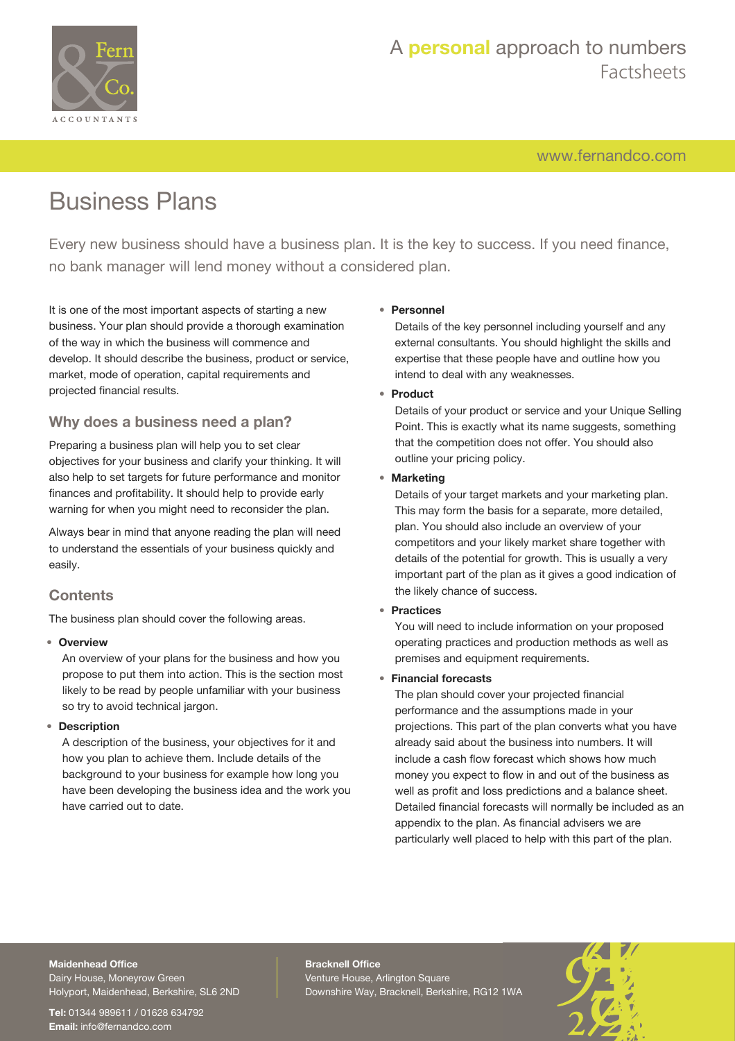# Business Plans

Every new business should have a business plan. It is the key to success. If you need finance, no bank manager will lend money without a considered plan.

It is one of the most important aspects of starting a new business. Your plan should provide a thorough examination of the way in which the business will commence and develop. It should describe the business, product or service, market, mode of operation, capital requirements and projected financial results.

## Why does a business need a plan?

Preparing a business plan will help you to set clear objectives for your business and clarify your thinking. It will also help to set targets for future performance and monitor finances and profitability. It should help to provide early warning for when you might need to reconsider the plan.

Always bear in mind that anyone reading the plan will need to understand the essentials of your business quickly and easily.

## Contents

The business plan should cover the following areas.

- **Overview**

  An overview of your plans for the business and how you propose to put them into action. This is the section most likely to be read by people unfamiliar with your business so try to avoid technical jargon.

- **Description**

  A description of the business, your objectives for it and how you plan to achieve them. Include details of the background to your business for example how long you have been developing the business idea and the work you have carried out to date.

- **Personnel**

  Details of the key personnel including yourself and any external consultants. You should highlight the skills and expertise that these people have and outline how you intend to deal with any weaknesses.

- **Product**

  Details of your product or service and your Unique Selling Point. This is exactly what its name suggests, something that the competition does not offer. You should also outline your pricing policy.

- **Marketing**

  Details of your target markets and your marketing plan. This may form the basis for a separate, more detailed, plan. You should also include an overview of your competitors and your likely market share together with details of the potential for growth. This is usually a very important part of the plan as it gives a good indication of the likely chance of success.

- **Practices**

  You will need to include information on your proposed operating practices and production methods as well as premises and equipment requirements.

- **Financial forecasts**

  The plan should cover your projected financial performance and the assumptions made in your projections. This part of the plan converts what you have already said about the business into numbers. It will include a cash flow forecast which shows how much money you expect to flow in and out of the business as well as profit and loss predictions and a balance sheet. Detailed financial forecasts will normally be included as an appendix to the plan. As financial advisers we are particularly well placed to help with this part of the plan.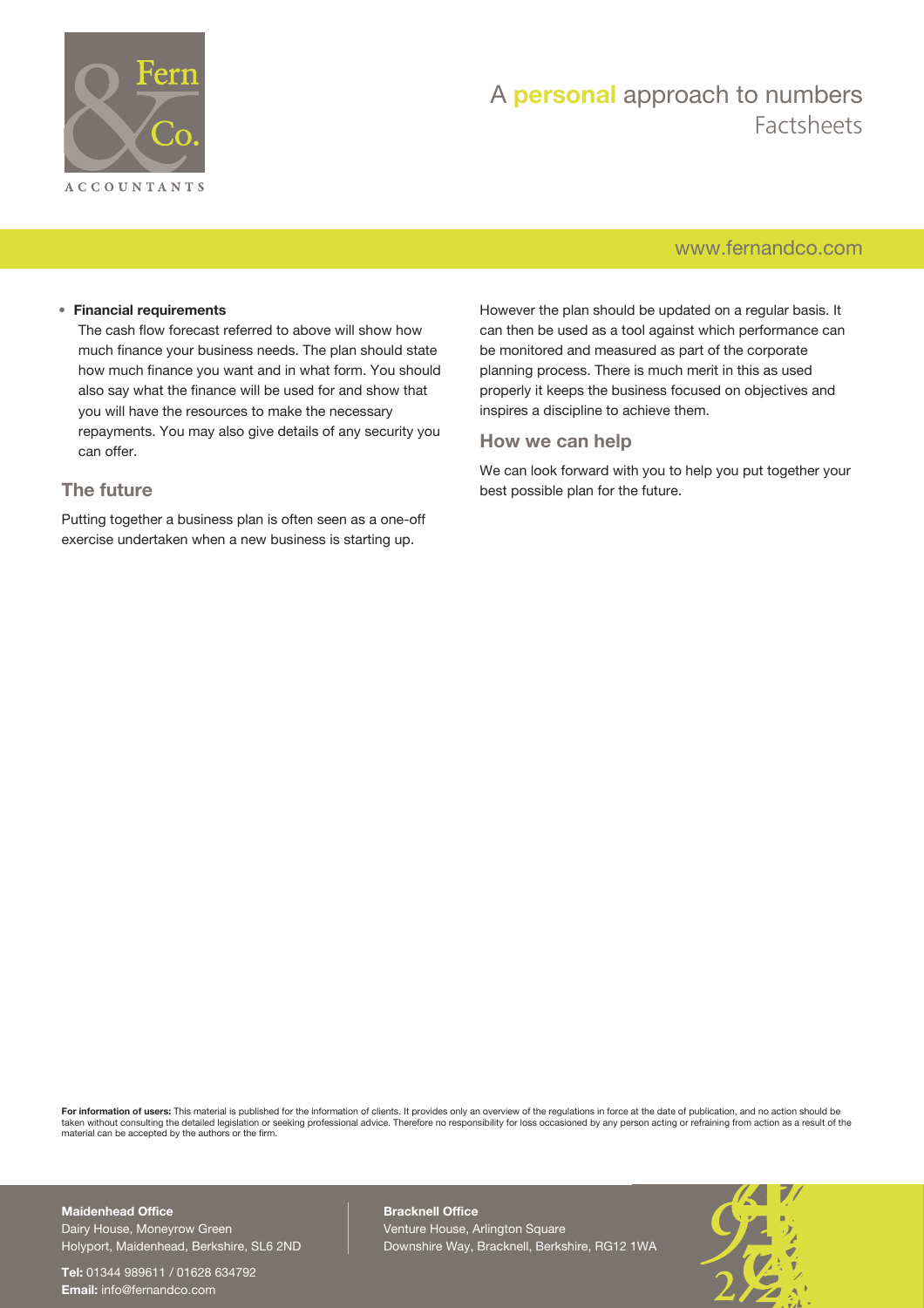- **Financial requirements**

  The cash flow forecast referred to above will show how much finance your business needs. The plan should state how much finance you want and in what form. You should also say what the finance will be used for and show that you will have the resources to make the necessary repayments. You may also give details of any security you can offer.

## The future

Putting together a business plan is often seen as a one-off exercise undertaken when a new business is starting up.

However the plan should be updated on a regular basis. It can then be used as a tool against which performance can be monitored and measured as part of the corporate planning process. There is much merit in this as used properly it keeps the business focused on objectives and inspires a discipline to achieve them.

## How we can help

We can look forward with you to help you put together your best possible plan for the future.

**For information of users:** This material is published for the information of clients. It provides only an overview of the regulations in force at the date of publication, and no action should be taken without consulting the detailed legislation or seeking professional advice. Therefore no responsibility for loss occasioned by any person acting or refraining from action as a result of the material can be accepted by the authors or the firm.

**Maidenhead Office**
Dairy House, Moneyrow Green
Holyport, Maidenhead, Berkshire, SL6 2ND

**Bracknell Office**
Venture House, Arlington Square
Downshire Way, Bracknell, Berkshire, RG12 1WA

**Tel:** 01344 989611 / 01628 634792
**Email:** info@fernandco.com